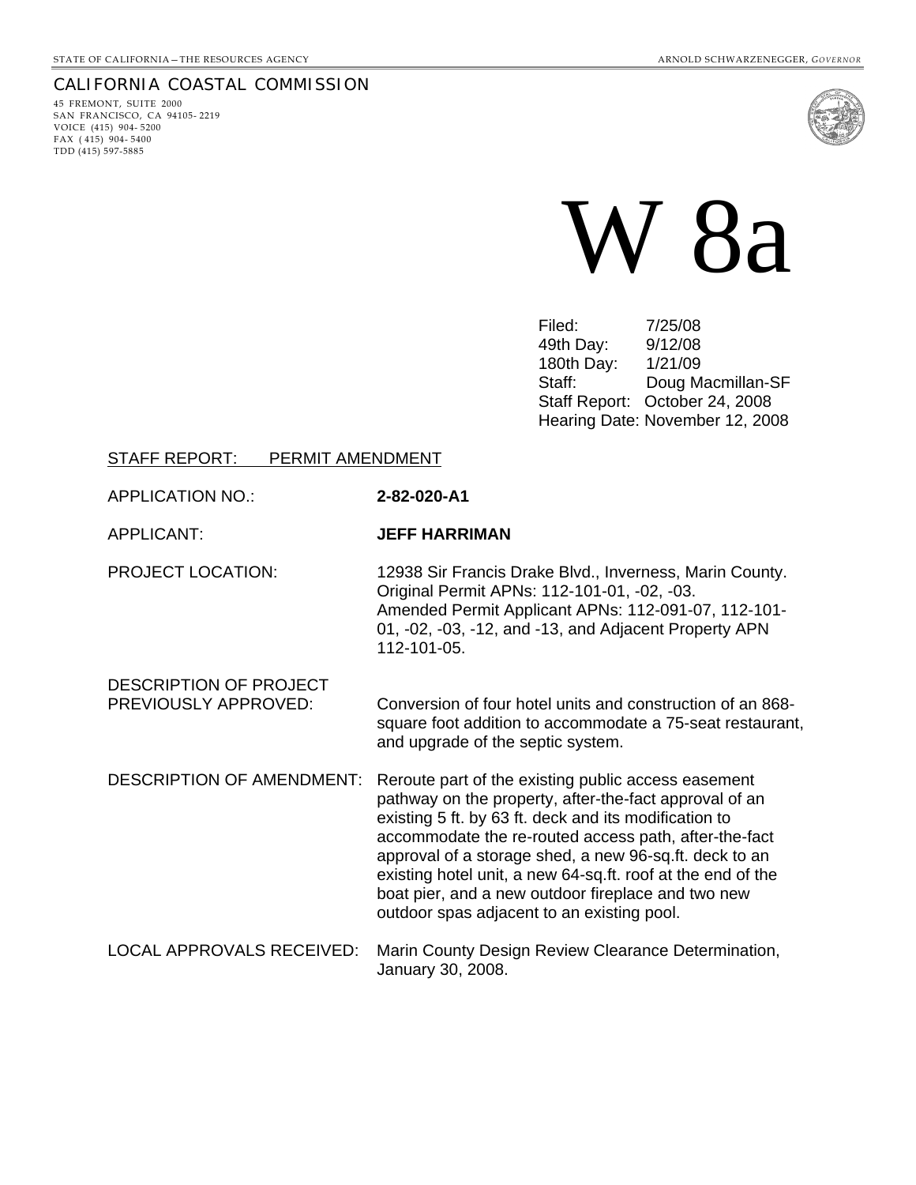STATE OF CALIFORNIA—THE RESOURCES AGENCY ARNOLD SCHWARZENEGGER, *GOVERNOR*

CALIFORNIA COASTAL COMMISSION

45 FREMONT, SUITE 2000
SAN FRANCISCO, CA 94105-2219
VOICE (415) 904-5200
FAX (415) 904-5400
TDD (415) 597-5885

# W 8a

Filed: 7/25/08
49th Day: 9/12/08
180th Day: 1/21/09
Staff: Doug Macmillan-SF
Staff Report: October 24, 2008
Hearing Date: November 12, 2008

STAFF REPORT: PERMIT AMENDMENT

| | |
|---|---|
| APPLICATION NO.: | **2-82-020-A1** |
| APPLICANT: | **JEFF HARRIMAN** |
| PROJECT LOCATION: | 12938 Sir Francis Drake Blvd., Inverness, Marin County. Original Permit APNs: 112-101-01, -02, -03. Amended Permit Applicant APNs: 112-091-07, 112-101-01, -02, -03, -12, and -13, and Adjacent Property APN 112-101-05. |
| DESCRIPTION OF PROJECT PREVIOUSLY APPROVED: | Conversion of four hotel units and construction of an 868-square foot addition to accommodate a 75-seat restaurant, and upgrade of the septic system. |
| DESCRIPTION OF AMENDMENT: | Reroute part of the existing public access easement pathway on the property, after-the-fact approval of an existing 5 ft. by 63 ft. deck and its modification to accommodate the re-routed access path, after-the-fact approval of a storage shed, a new 96-sq.ft. deck to an existing hotel unit, a new 64-sq.ft. roof at the end of the boat pier, and a new outdoor fireplace and two new outdoor spas adjacent to an existing pool. |
| LOCAL APPROVALS RECEIVED: | Marin County Design Review Clearance Determination, January 30, 2008. |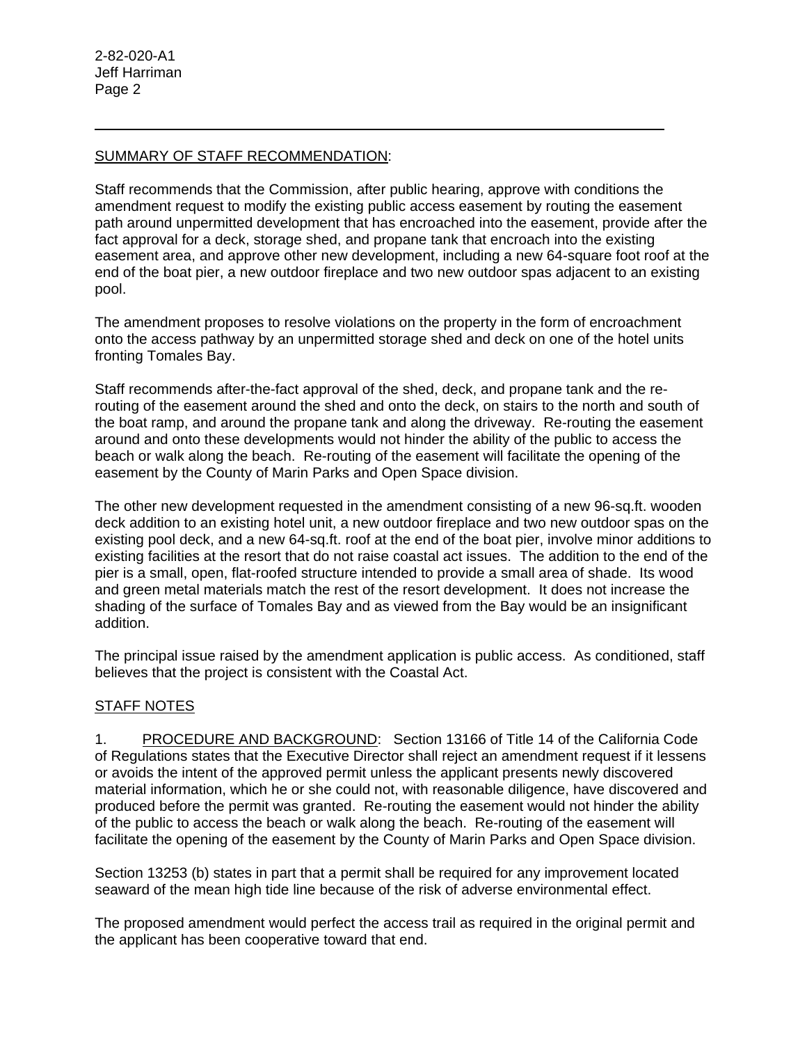SUMMARY OF STAFF RECOMMENDATION:

Staff recommends that the Commission, after public hearing, approve with conditions the amendment request to modify the existing public access easement by routing the easement path around unpermitted development that has encroached into the easement, provide after the fact approval for a deck, storage shed, and propane tank that encroach into the existing easement area, and approve other new development, including a new 64-square foot roof at the end of the boat pier, a new outdoor fireplace and two new outdoor spas adjacent to an existing pool.

The amendment proposes to resolve violations on the property in the form of encroachment onto the access pathway by an unpermitted storage shed and deck on one of the hotel units fronting Tomales Bay.

Staff recommends after-the-fact approval of the shed, deck, and propane tank and the re-routing of the easement around the shed and onto the deck, on stairs to the north and south of the boat ramp, and around the propane tank and along the driveway. Re-routing the easement around and onto these developments would not hinder the ability of the public to access the beach or walk along the beach. Re-routing of the easement will facilitate the opening of the easement by the County of Marin Parks and Open Space division.

The other new development requested in the amendment consisting of a new 96-sq.ft. wooden deck addition to an existing hotel unit, a new outdoor fireplace and two new outdoor spas on the existing pool deck, and a new 64-sq.ft. roof at the end of the boat pier, involve minor additions to existing facilities at the resort that do not raise coastal act issues. The addition to the end of the pier is a small, open, flat-roofed structure intended to provide a small area of shade. Its wood and green metal materials match the rest of the resort development. It does not increase the shading of the surface of Tomales Bay and as viewed from the Bay would be an insignificant addition.

The principal issue raised by the amendment application is public access. As conditioned, staff believes that the project is consistent with the Coastal Act.

STAFF NOTES

1. PROCEDURE AND BACKGROUND: Section 13166 of Title 14 of the California Code of Regulations states that the Executive Director shall reject an amendment request if it lessens or avoids the intent of the approved permit unless the applicant presents newly discovered material information, which he or she could not, with reasonable diligence, have discovered and produced before the permit was granted. Re-routing the easement would not hinder the ability of the public to access the beach or walk along the beach. Re-routing of the easement will facilitate the opening of the easement by the County of Marin Parks and Open Space division.

Section 13253 (b) states in part that a permit shall be required for any improvement located seaward of the mean high tide line because of the risk of adverse environmental effect.

The proposed amendment would perfect the access trail as required in the original permit and the applicant has been cooperative toward that end.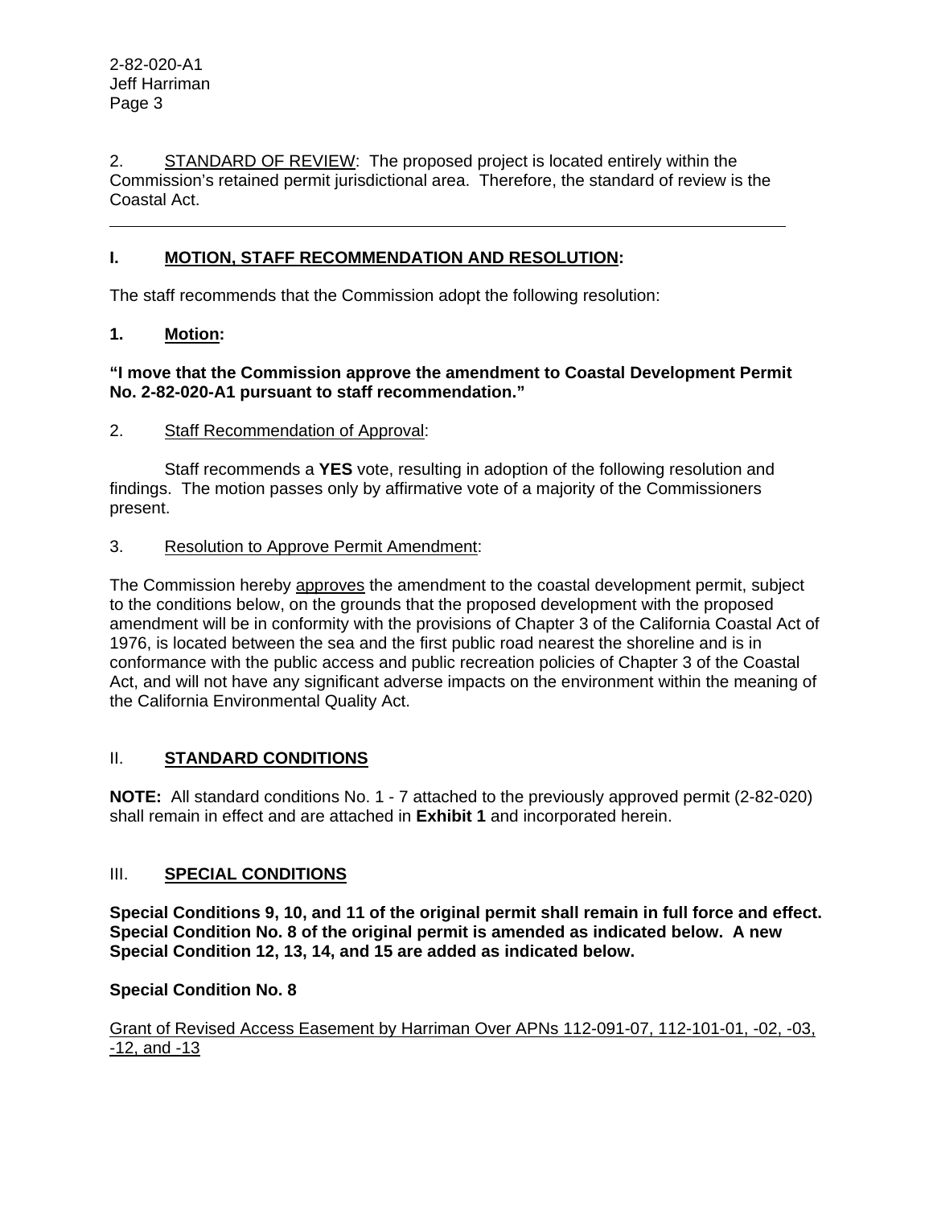2. STANDARD OF REVIEW: The proposed project is located entirely within the Commission's retained permit jurisdictional area. Therefore, the standard of review is the Coastal Act.

---

## I. MOTION, STAFF RECOMMENDATION AND RESOLUTION:

The staff recommends that the Commission adopt the following resolution:

### 1. Motion:

**"I move that the Commission approve the amendment to Coastal Development Permit No. 2-82-020-A1 pursuant to staff recommendation."**

2. Staff Recommendation of Approval:

Staff recommends a **YES** vote, resulting in adoption of the following resolution and findings. The motion passes only by affirmative vote of a majority of the Commissioners present.

3. Resolution to Approve Permit Amendment:

The Commission hereby approves the amendment to the coastal development permit, subject to the conditions below, on the grounds that the proposed development with the proposed amendment will be in conformity with the provisions of Chapter 3 of the California Coastal Act of 1976, is located between the sea and the first public road nearest the shoreline and is in conformance with the public access and public recreation policies of Chapter 3 of the Coastal Act, and will not have any significant adverse impacts on the environment within the meaning of the California Environmental Quality Act.

## II. STANDARD CONDITIONS

**NOTE:** All standard conditions No. 1 - 7 attached to the previously approved permit (2-82-020) shall remain in effect and are attached in **Exhibit 1** and incorporated herein.

## III. SPECIAL CONDITIONS

**Special Conditions 9, 10, and 11 of the original permit shall remain in full force and effect. Special Condition No. 8 of the original permit is amended as indicated below. A new Special Condition 12, 13, 14, and 15 are added as indicated below.**

**Special Condition No. 8**

Grant of Revised Access Easement by Harriman Over APNs 112-091-07, 112-101-01, -02, -03, -12, and -13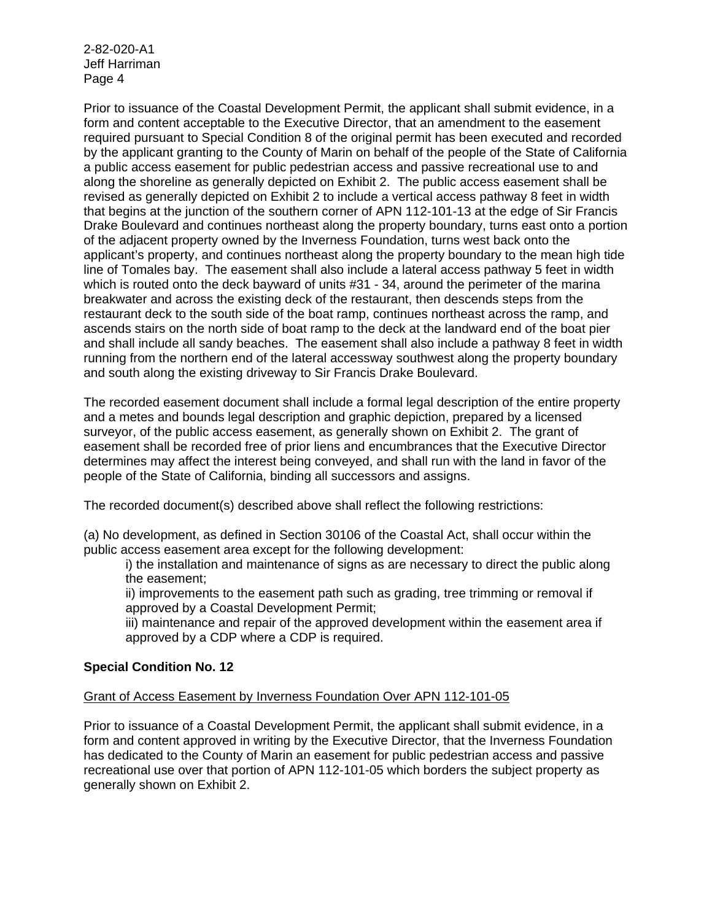Prior to issuance of the Coastal Development Permit, the applicant shall submit evidence, in a form and content acceptable to the Executive Director, that an amendment to the easement required pursuant to Special Condition 8 of the original permit has been executed and recorded by the applicant granting to the County of Marin on behalf of the people of the State of California a public access easement for public pedestrian access and passive recreational use to and along the shoreline as generally depicted on Exhibit 2. The public access easement shall be revised as generally depicted on Exhibit 2 to include a vertical access pathway 8 feet in width that begins at the junction of the southern corner of APN 112-101-13 at the edge of Sir Francis Drake Boulevard and continues northeast along the property boundary, turns east onto a portion of the adjacent property owned by the Inverness Foundation, turns west back onto the applicant's property, and continues northeast along the property boundary to the mean high tide line of Tomales bay. The easement shall also include a lateral access pathway 5 feet in width which is routed onto the deck bayward of units #31 - 34, around the perimeter of the marina breakwater and across the existing deck of the restaurant, then descends steps from the restaurant deck to the south side of the boat ramp, continues northeast across the ramp, and ascends stairs on the north side of boat ramp to the deck at the landward end of the boat pier and shall include all sandy beaches. The easement shall also include a pathway 8 feet in width running from the northern end of the lateral accessway southwest along the property boundary and south along the existing driveway to Sir Francis Drake Boulevard.

The recorded easement document shall include a formal legal description of the entire property and a metes and bounds legal description and graphic depiction, prepared by a licensed surveyor, of the public access easement, as generally shown on Exhibit 2. The grant of easement shall be recorded free of prior liens and encumbrances that the Executive Director determines may affect the interest being conveyed, and shall run with the land in favor of the people of the State of California, binding all successors and assigns.

The recorded document(s) described above shall reflect the following restrictions:

(a) No development, as defined in Section 30106 of the Coastal Act, shall occur within the public access easement area except for the following development:

i) the installation and maintenance of signs as are necessary to direct the public along the easement;

ii) improvements to the easement path such as grading, tree trimming or removal if approved by a Coastal Development Permit;

iii) maintenance and repair of the approved development within the easement area if approved by a CDP where a CDP is required.

**Special Condition No. 12**

Grant of Access Easement by Inverness Foundation Over APN 112-101-05

Prior to issuance of a Coastal Development Permit, the applicant shall submit evidence, in a form and content approved in writing by the Executive Director, that the Inverness Foundation has dedicated to the County of Marin an easement for public pedestrian access and passive recreational use over that portion of APN 112-101-05 which borders the subject property as generally shown on Exhibit 2.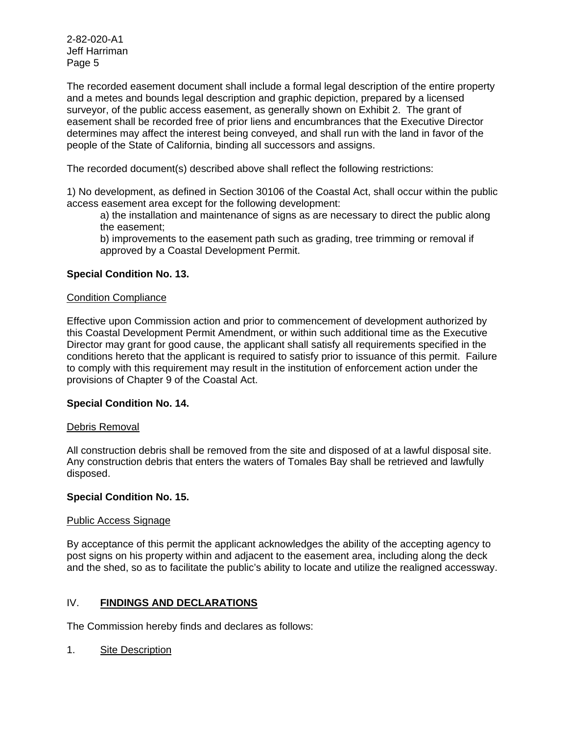The recorded easement document shall include a formal legal description of the entire property and a metes and bounds legal description and graphic depiction, prepared by a licensed surveyor, of the public access easement, as generally shown on Exhibit 2. The grant of easement shall be recorded free of prior liens and encumbrances that the Executive Director determines may affect the interest being conveyed, and shall run with the land in favor of the people of the State of California, binding all successors and assigns.

The recorded document(s) described above shall reflect the following restrictions:

1) No development, as defined in Section 30106 of the Coastal Act, shall occur within the public access easement area except for the following development:

   a) the installation and maintenance of signs as are necessary to direct the public along the easement;

   b) improvements to the easement path such as grading, tree trimming or removal if approved by a Coastal Development Permit.

**Special Condition No. 13.**

Condition Compliance

Effective upon Commission action and prior to commencement of development authorized by this Coastal Development Permit Amendment, or within such additional time as the Executive Director may grant for good cause, the applicant shall satisfy all requirements specified in the conditions hereto that the applicant is required to satisfy prior to issuance of this permit. Failure to comply with this requirement may result in the institution of enforcement action under the provisions of Chapter 9 of the Coastal Act.

**Special Condition No. 14.**

Debris Removal

All construction debris shall be removed from the site and disposed of at a lawful disposal site. Any construction debris that enters the waters of Tomales Bay shall be retrieved and lawfully disposed.

**Special Condition No. 15.**

Public Access Signage

By acceptance of this permit the applicant acknowledges the ability of the accepting agency to post signs on his property within and adjacent to the easement area, including along the deck and the shed, so as to facilitate the public's ability to locate and utilize the realigned accessway.

## IV. **FINDINGS AND DECLARATIONS**

The Commission hereby finds and declares as follows:

1. Site Description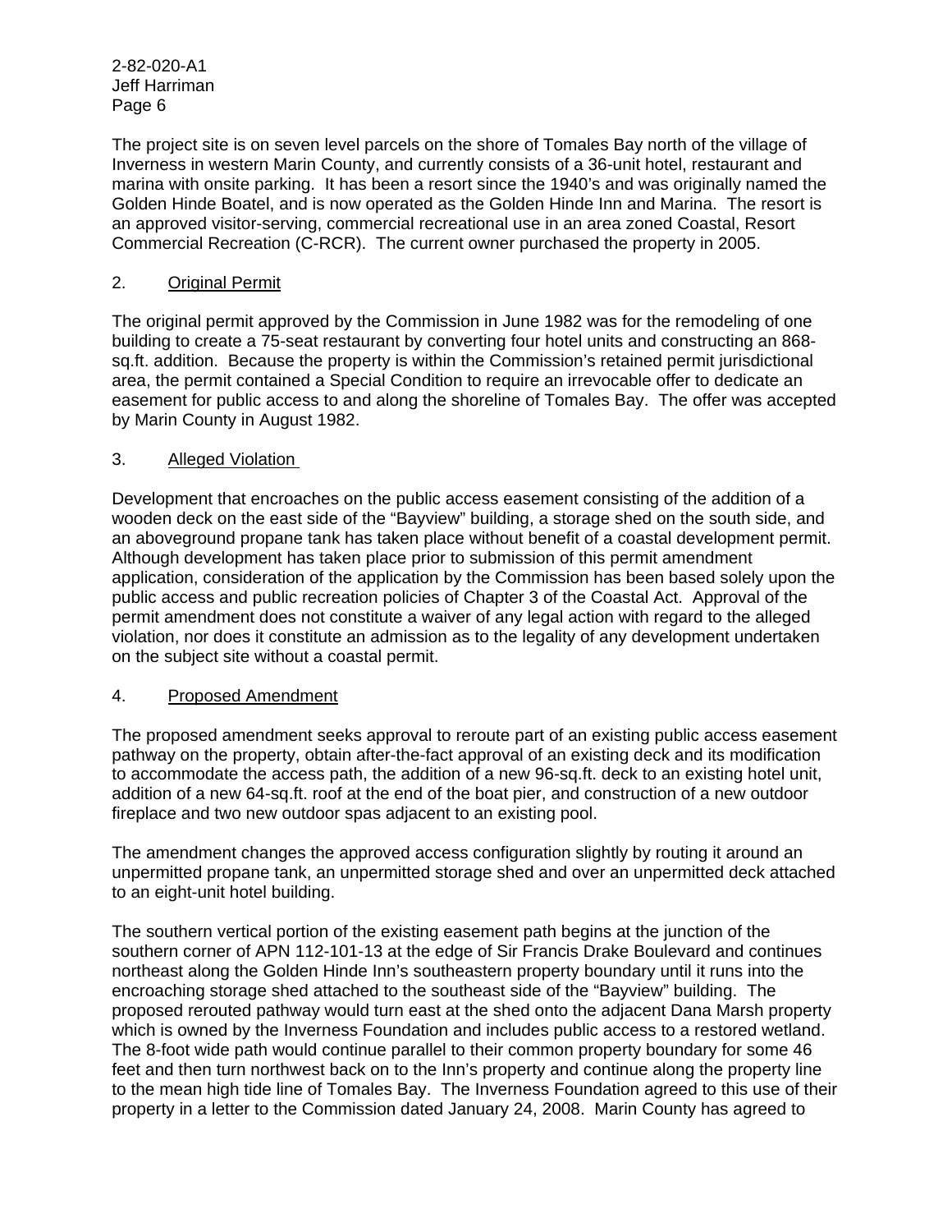The project site is on seven level parcels on the shore of Tomales Bay north of the village of Inverness in western Marin County, and currently consists of a 36-unit hotel, restaurant and marina with onsite parking. It has been a resort since the 1940's and was originally named the Golden Hinde Boatel, and is now operated as the Golden Hinde Inn and Marina. The resort is an approved visitor-serving, commercial recreational use in an area zoned Coastal, Resort Commercial Recreation (C-RCR). The current owner purchased the property in 2005.

## 2. Original Permit

The original permit approved by the Commission in June 1982 was for the remodeling of one building to create a 75-seat restaurant by converting four hotel units and constructing an 868-sq.ft. addition. Because the property is within the Commission's retained permit jurisdictional area, the permit contained a Special Condition to require an irrevocable offer to dedicate an easement for public access to and along the shoreline of Tomales Bay. The offer was accepted by Marin County in August 1982.

## 3. Alleged Violation

Development that encroaches on the public access easement consisting of the addition of a wooden deck on the east side of the "Bayview" building, a storage shed on the south side, and an aboveground propane tank has taken place without benefit of a coastal development permit. Although development has taken place prior to submission of this permit amendment application, consideration of the application by the Commission has been based solely upon the public access and public recreation policies of Chapter 3 of the Coastal Act. Approval of the permit amendment does not constitute a waiver of any legal action with regard to the alleged violation, nor does it constitute an admission as to the legality of any development undertaken on the subject site without a coastal permit.

## 4. Proposed Amendment

The proposed amendment seeks approval to reroute part of an existing public access easement pathway on the property, obtain after-the-fact approval of an existing deck and its modification to accommodate the access path, the addition of a new 96-sq.ft. deck to an existing hotel unit, addition of a new 64-sq.ft. roof at the end of the boat pier, and construction of a new outdoor fireplace and two new outdoor spas adjacent to an existing pool.

The amendment changes the approved access configuration slightly by routing it around an unpermitted propane tank, an unpermitted storage shed and over an unpermitted deck attached to an eight-unit hotel building.

The southern vertical portion of the existing easement path begins at the junction of the southern corner of APN 112-101-13 at the edge of Sir Francis Drake Boulevard and continues northeast along the Golden Hinde Inn's southeastern property boundary until it runs into the encroaching storage shed attached to the southeast side of the "Bayview" building. The proposed rerouted pathway would turn east at the shed onto the adjacent Dana Marsh property which is owned by the Inverness Foundation and includes public access to a restored wetland. The 8-foot wide path would continue parallel to their common property boundary for some 46 feet and then turn northwest back on to the Inn's property and continue along the property line to the mean high tide line of Tomales Bay. The Inverness Foundation agreed to this use of their property in a letter to the Commission dated January 24, 2008. Marin County has agreed to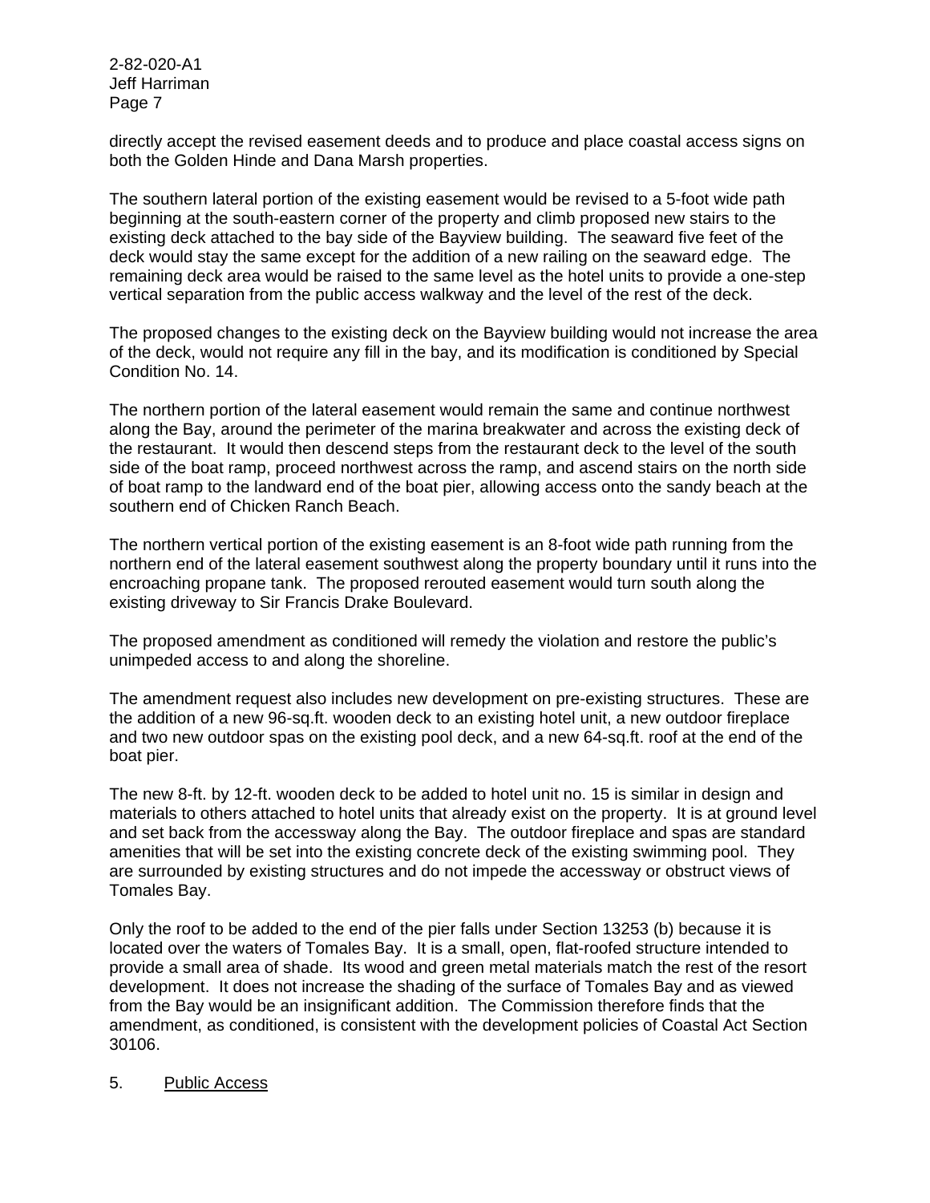directly accept the revised easement deeds and to produce and place coastal access signs on both the Golden Hinde and Dana Marsh properties.

The southern lateral portion of the existing easement would be revised to a 5-foot wide path beginning at the south-eastern corner of the property and climb proposed new stairs to the existing deck attached to the bay side of the Bayview building. The seaward five feet of the deck would stay the same except for the addition of a new railing on the seaward edge. The remaining deck area would be raised to the same level as the hotel units to provide a one-step vertical separation from the public access walkway and the level of the rest of the deck.

The proposed changes to the existing deck on the Bayview building would not increase the area of the deck, would not require any fill in the bay, and its modification is conditioned by Special Condition No. 14.

The northern portion of the lateral easement would remain the same and continue northwest along the Bay, around the perimeter of the marina breakwater and across the existing deck of the restaurant. It would then descend steps from the restaurant deck to the level of the south side of the boat ramp, proceed northwest across the ramp, and ascend stairs on the north side of boat ramp to the landward end of the boat pier, allowing access onto the sandy beach at the southern end of Chicken Ranch Beach.

The northern vertical portion of the existing easement is an 8-foot wide path running from the northern end of the lateral easement southwest along the property boundary until it runs into the encroaching propane tank. The proposed rerouted easement would turn south along the existing driveway to Sir Francis Drake Boulevard.

The proposed amendment as conditioned will remedy the violation and restore the public's unimpeded access to and along the shoreline.

The amendment request also includes new development on pre-existing structures. These are the addition of a new 96-sq.ft. wooden deck to an existing hotel unit, a new outdoor fireplace and two new outdoor spas on the existing pool deck, and a new 64-sq.ft. roof at the end of the boat pier.

The new 8-ft. by 12-ft. wooden deck to be added to hotel unit no. 15 is similar in design and materials to others attached to hotel units that already exist on the property. It is at ground level and set back from the accessway along the Bay. The outdoor fireplace and spas are standard amenities that will be set into the existing concrete deck of the existing swimming pool. They are surrounded by existing structures and do not impede the accessway or obstruct views of Tomales Bay.

Only the roof to be added to the end of the pier falls under Section 13253 (b) because it is located over the waters of Tomales Bay. It is a small, open, flat-roofed structure intended to provide a small area of shade. Its wood and green metal materials match the rest of the resort development. It does not increase the shading of the surface of Tomales Bay and as viewed from the Bay would be an insignificant addition. The Commission therefore finds that the amendment, as conditioned, is consistent with the development policies of Coastal Act Section 30106.

5. Public Access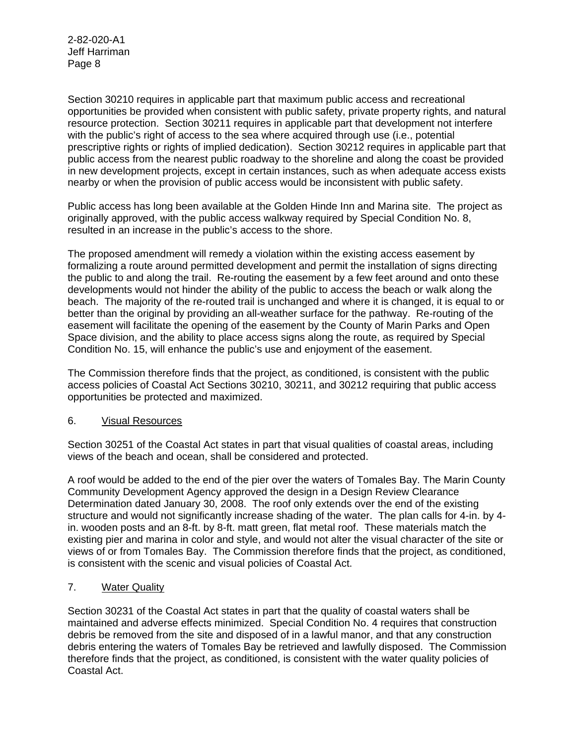Section 30210 requires in applicable part that maximum public access and recreational opportunities be provided when consistent with public safety, private property rights, and natural resource protection. Section 30211 requires in applicable part that development not interfere with the public's right of access to the sea where acquired through use (i.e., potential prescriptive rights or rights of implied dedication). Section 30212 requires in applicable part that public access from the nearest public roadway to the shoreline and along the coast be provided in new development projects, except in certain instances, such as when adequate access exists nearby or when the provision of public access would be inconsistent with public safety.

Public access has long been available at the Golden Hinde Inn and Marina site. The project as originally approved, with the public access walkway required by Special Condition No. 8, resulted in an increase in the public's access to the shore.

The proposed amendment will remedy a violation within the existing access easement by formalizing a route around permitted development and permit the installation of signs directing the public to and along the trail. Re-routing the easement by a few feet around and onto these developments would not hinder the ability of the public to access the beach or walk along the beach. The majority of the re-routed trail is unchanged and where it is changed, it is equal to or better than the original by providing an all-weather surface for the pathway. Re-routing of the easement will facilitate the opening of the easement by the County of Marin Parks and Open Space division, and the ability to place access signs along the route, as required by Special Condition No. 15, will enhance the public's use and enjoyment of the easement.

The Commission therefore finds that the project, as conditioned, is consistent with the public access policies of Coastal Act Sections 30210, 30211, and 30212 requiring that public access opportunities be protected and maximized.

### 6. Visual Resources

Section 30251 of the Coastal Act states in part that visual qualities of coastal areas, including views of the beach and ocean, shall be considered and protected.

A roof would be added to the end of the pier over the waters of Tomales Bay. The Marin County Community Development Agency approved the design in a Design Review Clearance Determination dated January 30, 2008. The roof only extends over the end of the existing structure and would not significantly increase shading of the water. The plan calls for 4-in. by 4-in. wooden posts and an 8-ft. by 8-ft. matt green, flat metal roof. These materials match the existing pier and marina in color and style, and would not alter the visual character of the site or views of or from Tomales Bay. The Commission therefore finds that the project, as conditioned, is consistent with the scenic and visual policies of Coastal Act.

### 7. Water Quality

Section 30231 of the Coastal Act states in part that the quality of coastal waters shall be maintained and adverse effects minimized. Special Condition No. 4 requires that construction debris be removed from the site and disposed of in a lawful manor, and that any construction debris entering the waters of Tomales Bay be retrieved and lawfully disposed. The Commission therefore finds that the project, as conditioned, is consistent with the water quality policies of Coastal Act.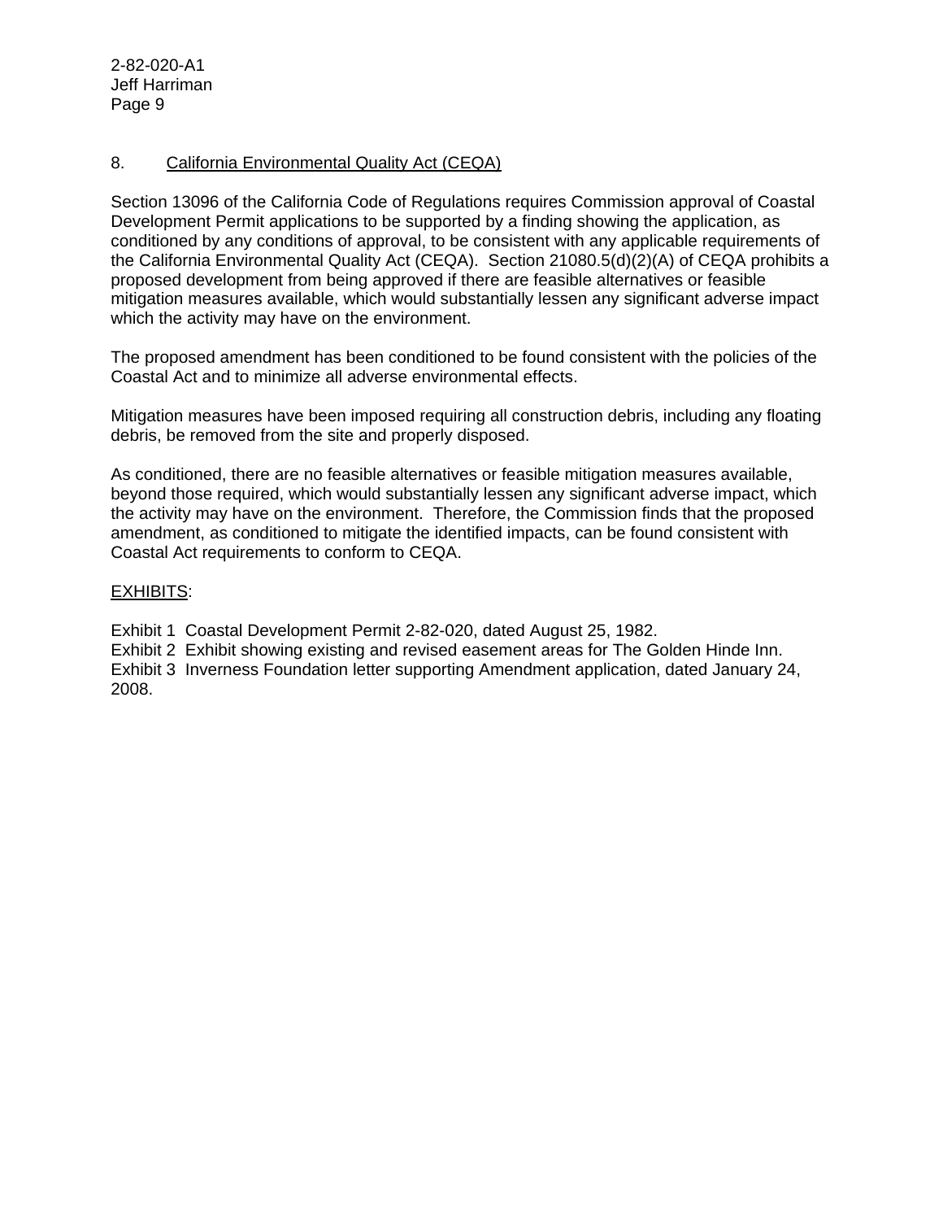### 8. California Environmental Quality Act (CEQA)

Section 13096 of the California Code of Regulations requires Commission approval of Coastal Development Permit applications to be supported by a finding showing the application, as conditioned by any conditions of approval, to be consistent with any applicable requirements of the California Environmental Quality Act (CEQA). Section 21080.5(d)(2)(A) of CEQA prohibits a proposed development from being approved if there are feasible alternatives or feasible mitigation measures available, which would substantially lessen any significant adverse impact which the activity may have on the environment.

The proposed amendment has been conditioned to be found consistent with the policies of the Coastal Act and to minimize all adverse environmental effects.

Mitigation measures have been imposed requiring all construction debris, including any floating debris, be removed from the site and properly disposed.

As conditioned, there are no feasible alternatives or feasible mitigation measures available, beyond those required, which would substantially lessen any significant adverse impact, which the activity may have on the environment. Therefore, the Commission finds that the proposed amendment, as conditioned to mitigate the identified impacts, can be found consistent with Coastal Act requirements to conform to CEQA.

EXHIBITS:

Exhibit 1 Coastal Development Permit 2-82-020, dated August 25, 1982.
Exhibit 2 Exhibit showing existing and revised easement areas for The Golden Hinde Inn.
Exhibit 3 Inverness Foundation letter supporting Amendment application, dated January 24, 2008.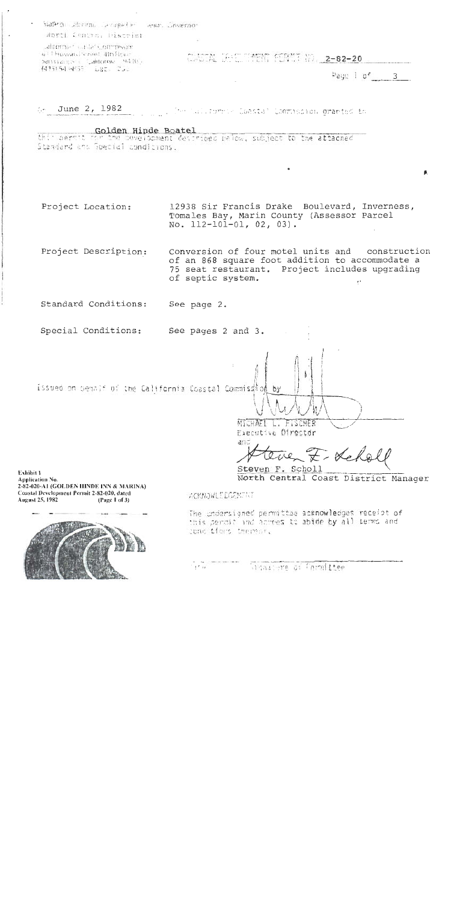State of California, George Deukmejian, Governor

North Central District

California Coastal Commission
631 Howard Street, 4th Floor
San Francisco, California 94105
(415) 543-8555 ATSS: 522-

COASTAL DEVELOPMENT PERMIT NO. 2-82-20

Page 1 of 3

On June 2, 1982, the California Coastal Commission granted to

Golden Hinde Boatel

this permit for the development described below, subject to the attached Standard and Special Conditions.

Project Location: 12938 Sir Francis Drake Boulevard, Inverness, Tomales Bay, Marin County (Assessor Parcel No. 112-101-01, 02, 03).

Project Description: Conversion of four motel units and construction of an 868 square foot addition to accommodate a 75 seat restaurant. Project includes upgrading of septic system.

Standard Conditions: See page 2.

Special Conditions: See pages 2 and 3.

Issued on behalf of the California Coastal Commission by

MICHAEL L. FISCHER
Executive Director

and

Steven F. Scholl
North Central Coast District Manager

Exhibit 1
Application No.
2-82-020-A1 (GOLDEN HINDE INN & MARINA)
Coastal Development Permit 2-82-020, dated August 25, 1982 (Page 1 of 3)

ACKNOWLEDGMENT

The undersigned permittee acknowledges receipt of this permit and agrees to abide by all terms and conditions thereof.

Date                Signature of Permittee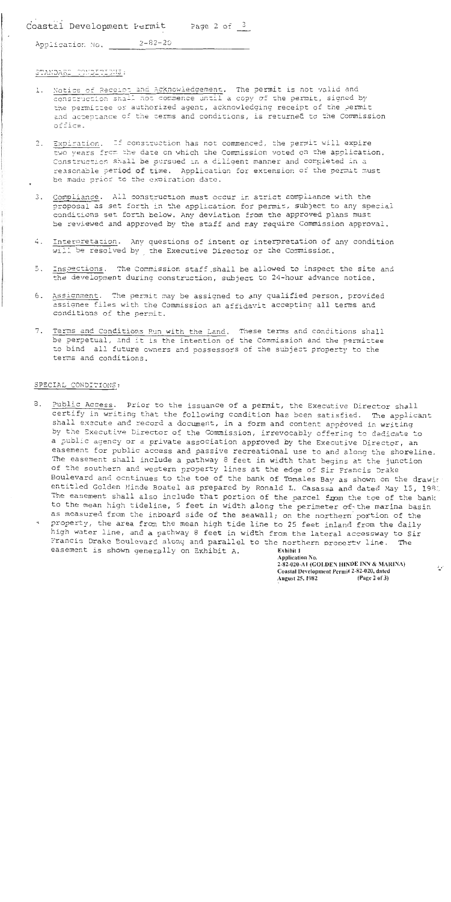Coastal Development Permit

Application No. 2-82-20

STANDARD CONDITIONS:

1. Notice of Receipt and Acknowledgement. The permit is not valid and construction shall not commence until a copy of the permit, signed by the permittee or authorized agent, acknowledging receipt of the permit and acceptance of the terms and conditions, is returned to the Commission office.

2. Expiration. If construction has not commenced, the permit will expire two years from the date on which the Commission voted on the application. Construction shall be pursued in a diligent manner and completed in a reasonable period of time. Application for extension of the permit must be made prior to the expiration date.

3. Compliance. All construction must occur in strict compliance with the proposal as set forth in the application for permit, subject to any special conditions set forth below. Any deviation from the approved plans must be reviewed and approved by the staff and may require Commission approval.

4. Interpretation. Any questions of intent or interpretation of any condition will be resolved by the Executive Director or the Commission.

5. Inspections. The Commission staff shall be allowed to inspect the site and the development during construction, subject to 24-hour advance notice.

6. Assignment. The permit may be assigned to any qualified person, provided assignee files with the Commission an affidavit accepting all terms and conditions of the permit.

7. Terms and Conditions Run with the Land. These terms and conditions shall be perpetual, and it is the intention of the Commission and the permittee to bind all future owners and possessors of the subject property to the terms and conditions.

SPECIAL CONDITIONS:

8. Public Access. Prior to the issuance of a permit, the Executive Director shall certify in writing that the following condition has been satisfied. The applicant shall execute and record a document, in a form and content approved in writing by the Executive Director of the Commission, irrevocably offering to dedicate to a public agency or a private association approved by the Executive Director, an easement for public access and passive recreational use to and along the shoreline. The easement shall include a pathway 8 feet in width that begins at the junction of the southern and western property lines at the edge of Sir Francis Drake Boulevard and continues to the toe of the bank of Tomales Bay as shown on the drawing entitled Golden Hinde Boatel as prepared by Ronald L. Casassa and dated May 15, 1981. The easement shall also include that portion of the parcel from the toe of the bank to the mean high tideline, 5 feet in width along the perimeter of the marina basin as measured from the inboard side of the seawall; on the northern portion of the property, the area from the mean high tide line to 25 feet inland from the daily high water line, and a pathway 8 feet in width from the lateral accessway to Sir Francis Drake Boulevard along and parallel to the northern property line. The easement is shown generally on Exhibit A.

Exhibit 1
Application No.
2-82-020-A1 (GOLDEN HINDE INN & MARINA)
Coastal Development Permit 2-82-020, dated August 25, 1982 (Page 2 of 3)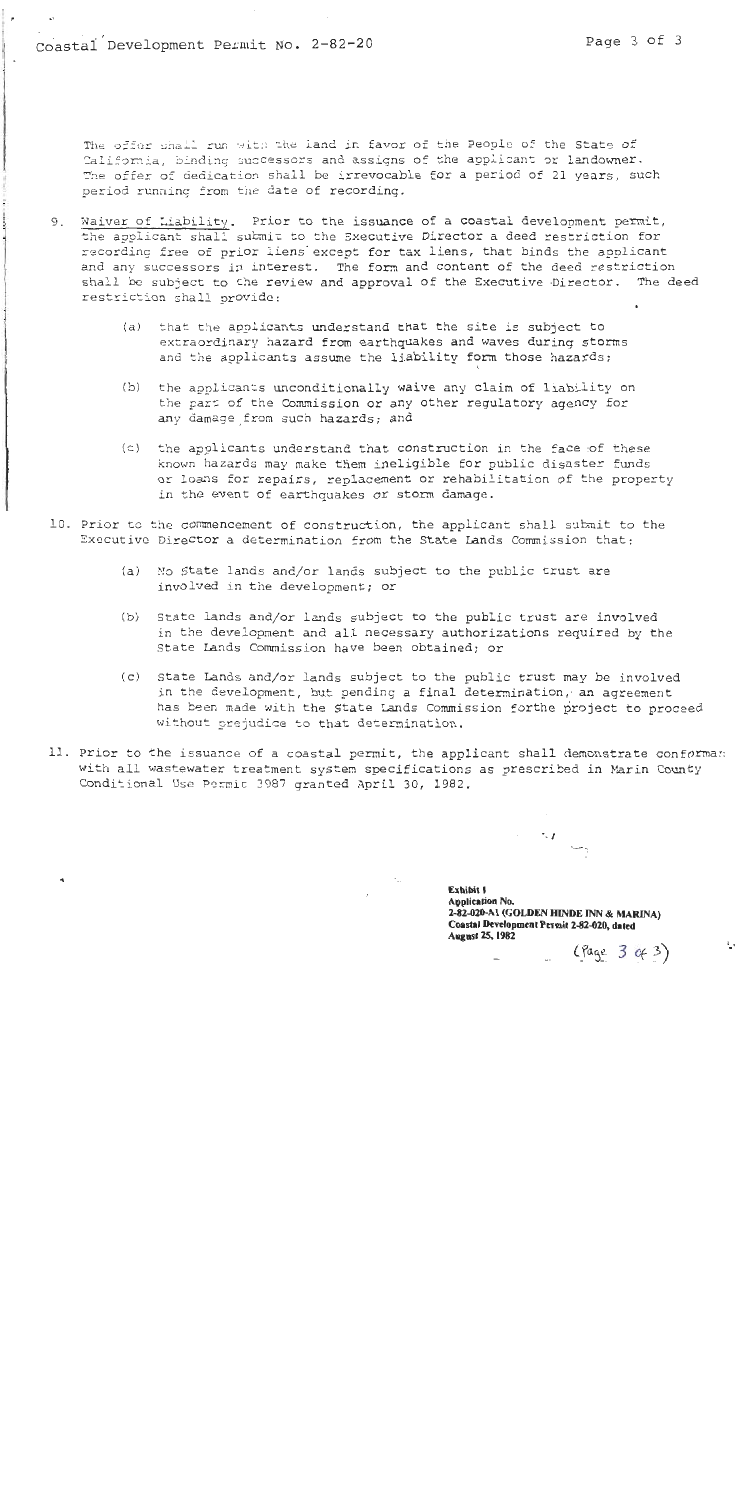The offer shall run with the land in favor of the People of the State of California, binding successors and assigns of the applicant or landowner. The offer of dedication shall be irrevocable for a period of 21 years, such period running from the date of recording.

9. Waiver of Liability. Prior to the issuance of a coastal development permit, the applicant shall submit to the Executive Director a deed restriction for recording free of prior liens except for tax liens, that binds the applicant and any successors in interest. The form and content of the deed restriction shall be subject to the review and approval of the Executive Director. The deed restriction shall provide:

   (a) that the applicants understand that the site is subject to extraordinary hazard from earthquakes and waves during storms and the applicants assume the liability form those hazards;

   (b) the applicants unconditionally waive any claim of liability on the part of the Commission or any other regulatory agency for any damage from such hazards; and

   (c) the applicants understand that construction in the face of these known hazards may make them ineligible for public disaster funds or loans for repairs, replacement or rehabilitation of the property in the event of earthquakes or storm damage.

10. Prior to the commencement of construction, the applicant shall submit to the Executive Director a determination from the State Lands Commission that:

    (a) No State lands and/or lands subject to the public trust are involved in the development; or

    (b) State lands and/or lands subject to the public trust are involved in the development and all necessary authorizations required by the State Lands Commission have been obtained; or

    (c) State Lands and/or lands subject to the public trust may be involved in the development, but pending a final determination, an agreement has been made with the State Lands Commission forthe project to proceed without prejudice to that determination.

11. Prior to the issuance of a coastal permit, the applicant shall demonstrate conforman with all wastewater treatment system specifications as prescribed in Marin County Conditional Use Permit 3987 granted April 30, 1982.

**Exhibit 1**
**Application No.**
**2-82-020-A1 (GOLDEN HINDE INN & MARINA)**
**Coastal Development Permit 2-82-020, dated August 25, 1982**
(Page 3 of 3)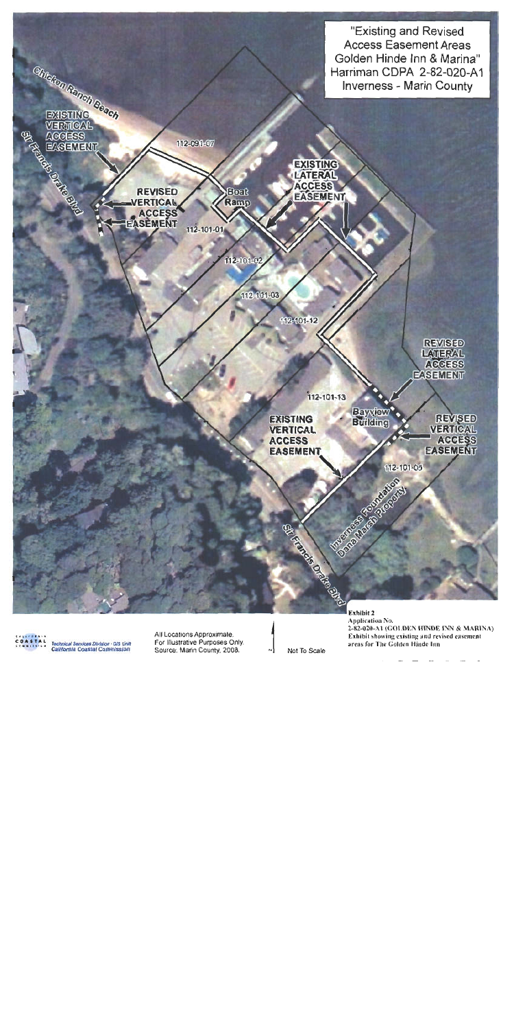"Existing and Revised Access Easement Areas Golden Hinde Inn & Marina"
Harriman CDPA 2-82-020-A1
Inverness - Marin County

Chicken Ranch Beach

Sir Francis Drake Blvd

EXISTING VERTICAL ACCESS EASEMENT

REVISED VERTICAL ACCESS EASEMENT

112-091-07

Boat Ramp

EXISTING LATERAL ACCESS EASEMENT

112-101-01

112-101-02

112-101-03

112-101-12

REVISED LATERAL ACCESS EASEMENT

112-101-13

Bayview Building

EXISTING VERTICAL ACCESS EASEMENT

REVISED VERTICAL ACCESS EASEMENT

112-101-05

Inverness Foundation Dana Marsh Property

Sir Francis Drake Blvd

California Coastal Commission

Technical Services Division - GIS Unit
California Coastal Commission

All Locations Approximate.
For Illustrative Purposes Only.
Source: Marin County, 2008.

N

Not To Scale

**Exhibit 2**
**Application No.**
**2-82-020-A1 (GOLDEN HINDE INN & MARINA)**
**Exhibit showing existing and revised easement areas for The Golden Hinde Inn**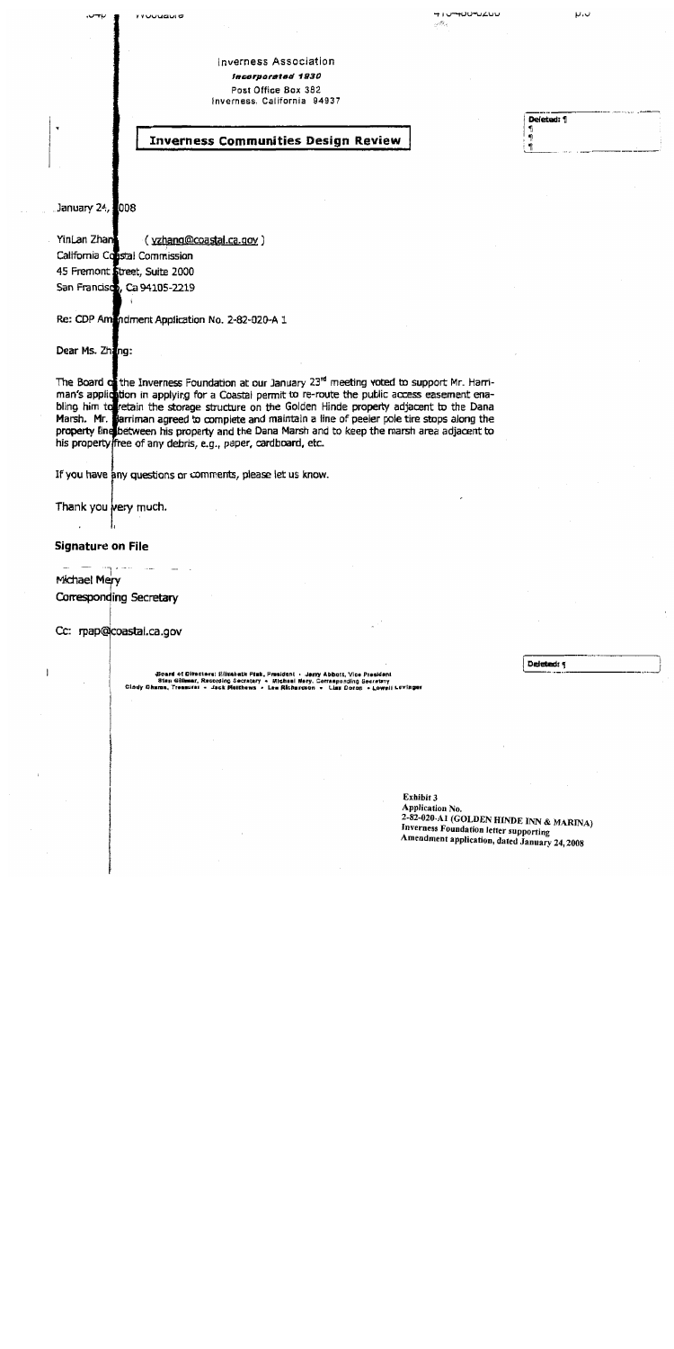Inverness Association

*Incorporated 1930*

Post Office Box 382

Inverness, California 94937

**Inverness Communities Design Review**

Deleted: ¶

¶

¶

January 24, 2008

YinLan Zhang ( yzhang@coastal.ca.gov )

California Coastal Commission

45 Fremont Street, Suite 2000

San Francisco, Ca 94105-2219

Re: CDP Amendment Application No. 2-82-020-A 1

Dear Ms. Zhang:

The Board of the Inverness Foundation at our January 23rd meeting voted to support Mr. Harriman's application in applying for a Coastal permit to re-route the public access easement enabling him to retain the storage structure on the Golden Hinde property adjacent to the Dana Marsh. Mr. Harriman agreed to complete and maintain a line of peeler pole tire stops along the property line between his property and the Dana Marsh and to keep the marsh area adjacent to his property free of any debris, e.g., paper, cardboard, etc.

If you have any questions or comments, please let us know.

Thank you very much.

**Signature on File**

Michael Mery

Corresponding Secretary

Cc: rpap@coastal.ca.gov

Board of Directors: Elizabeth Fisk, President • Jerry Abbott, Vice President
Stan Gillmar, Recording Secretary • Michael Mery, Corresponding Secretary
Cindy Ghama, Treasurer • Jack Matthews • Lee Richardson • Lisa Doron • Lowell Levinger

Deleted: ¶

Exhibit 3

Application No.

2-82-020-A1 (GOLDEN HINDE INN & MARINA)

Inverness Foundation letter supporting

Amendment application, dated January 24, 2008